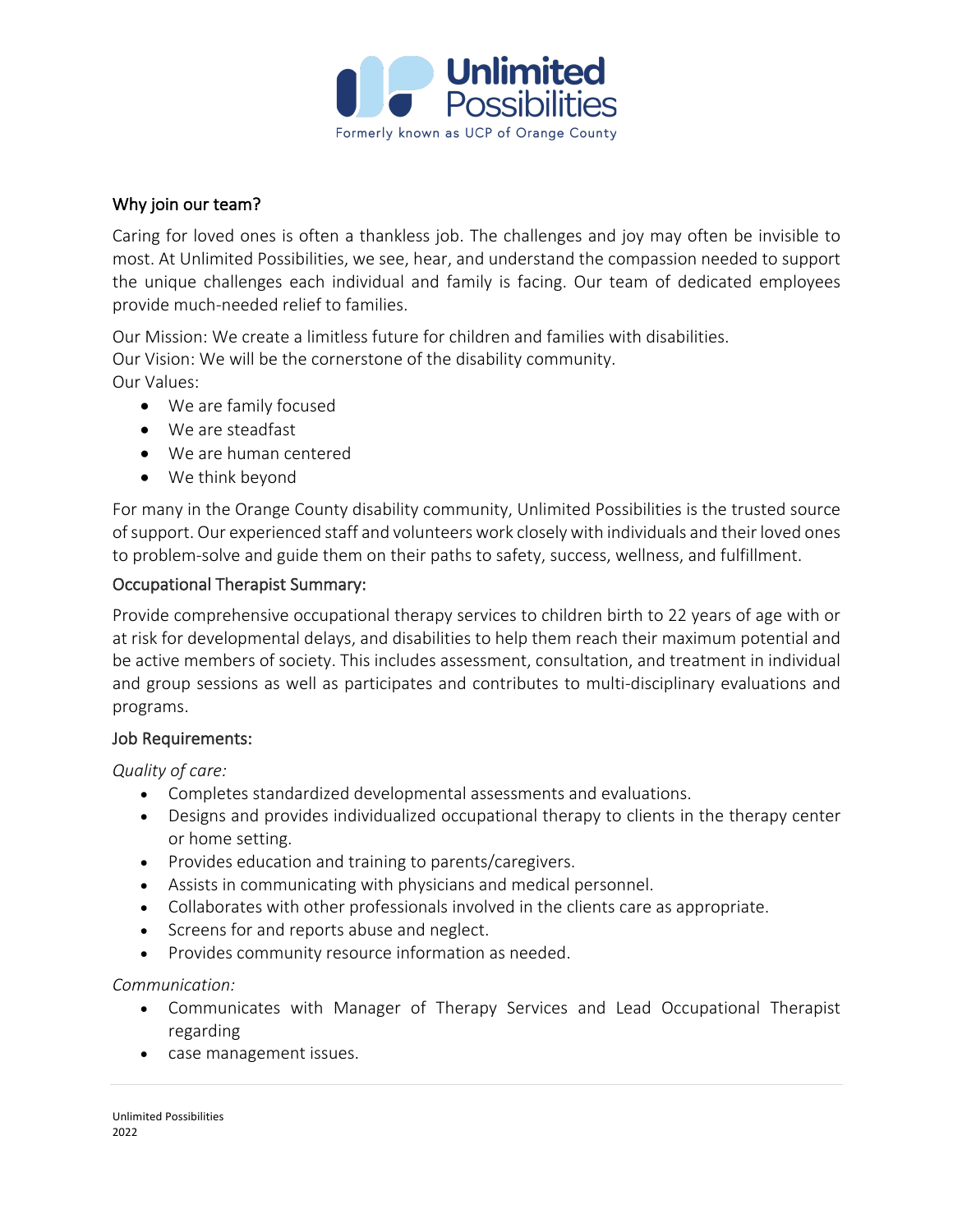Unlimited Possibilities

Formerly known as UCP of Orange County

## Why join our team?

Caring for loved ones is often a thankless job. The challenges and joy may often be invisible to most. At Unlimited Possibilities, we see, hear, and understand the compassion needed to support the unique challenges each individual and family is facing. Our team of dedicated employees provide much-needed relief to families.

Our Mission: We create a limitless future for children and families with disabilities.
Our Vision: We will be the cornerstone of the disability community.
Our Values:

- We are family focused
- We are steadfast
- We are human centered
- We think beyond

For many in the Orange County disability community, Unlimited Possibilities is the trusted source of support. Our experienced staff and volunteers work closely with individuals and their loved ones to problem-solve and guide them on their paths to safety, success, wellness, and fulfillment.

## Occupational Therapist Summary:

Provide comprehensive occupational therapy services to children birth to 22 years of age with or at risk for developmental delays, and disabilities to help them reach their maximum potential and be active members of society. This includes assessment, consultation, and treatment in individual and group sessions as well as participates and contributes to multi-disciplinary evaluations and programs.

## Job Requirements:

*Quality of care:*

- Completes standardized developmental assessments and evaluations.
- Designs and provides individualized occupational therapy to clients in the therapy center or home setting.
- Provides education and training to parents/caregivers.
- Assists in communicating with physicians and medical personnel.
- Collaborates with other professionals involved in the clients care as appropriate.
- Screens for and reports abuse and neglect.
- Provides community resource information as needed.

*Communication:*

- Communicates with Manager of Therapy Services and Lead Occupational Therapist regarding
- case management issues.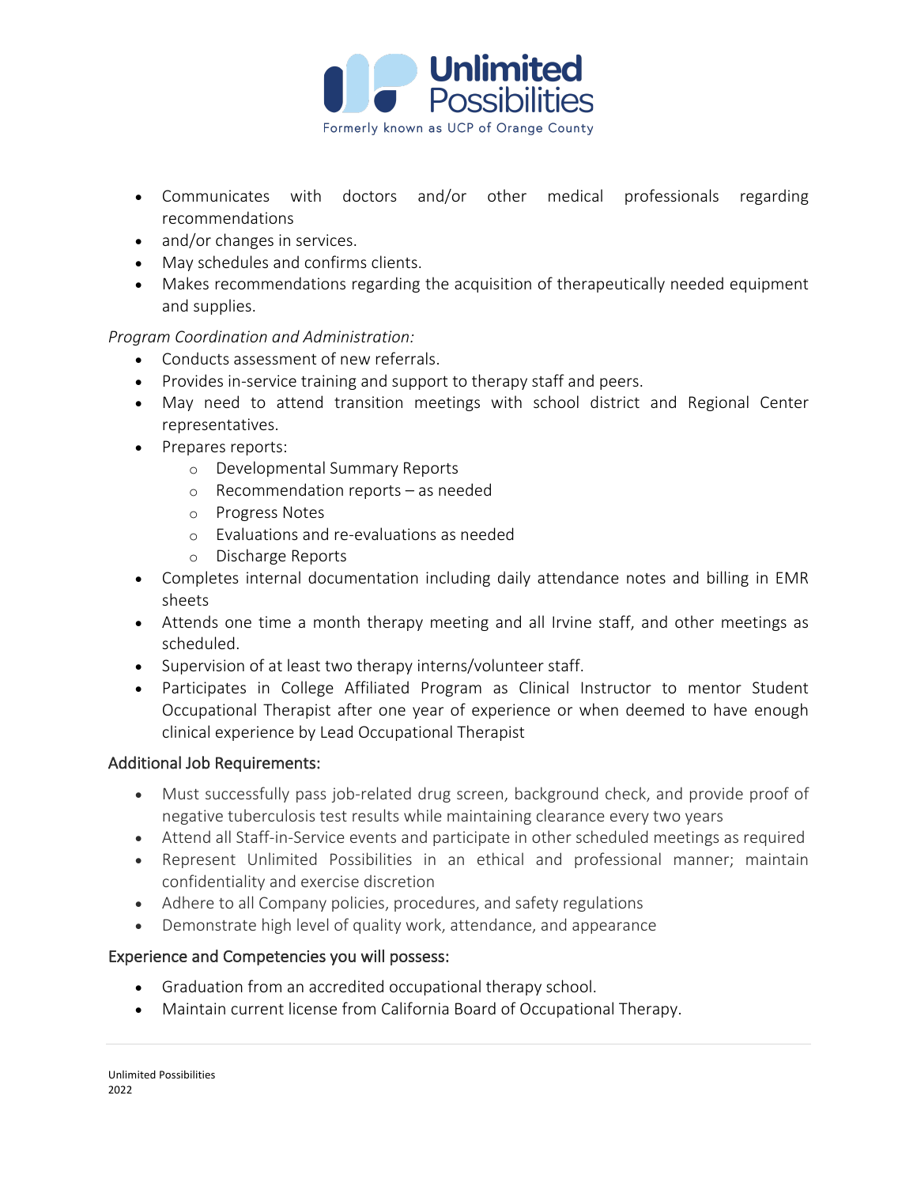- Communicates with doctors and/or other medical professionals regarding recommendations
- and/or changes in services.
- May schedules and confirms clients.
- Makes recommendations regarding the acquisition of therapeutically needed equipment and supplies.

*Program Coordination and Administration:*

- Conducts assessment of new referrals.
- Provides in-service training and support to therapy staff and peers.
- May need to attend transition meetings with school district and Regional Center representatives.
- Prepares reports:
  - Developmental Summary Reports
  - Recommendation reports – as needed
  - Progress Notes
  - Evaluations and re-evaluations as needed
  - Discharge Reports
- Completes internal documentation including daily attendance notes and billing in EMR sheets
- Attends one time a month therapy meeting and all Irvine staff, and other meetings as scheduled.
- Supervision of at least two therapy interns/volunteer staff.
- Participates in College Affiliated Program as Clinical Instructor to mentor Student Occupational Therapist after one year of experience or when deemed to have enough clinical experience by Lead Occupational Therapist

## Additional Job Requirements:

- Must successfully pass job-related drug screen, background check, and provide proof of negative tuberculosis test results while maintaining clearance every two years
- Attend all Staff-in-Service events and participate in other scheduled meetings as required
- Represent Unlimited Possibilities in an ethical and professional manner; maintain confidentiality and exercise discretion
- Adhere to all Company policies, procedures, and safety regulations
- Demonstrate high level of quality work, attendance, and appearance

## Experience and Competencies you will possess:

- Graduation from an accredited occupational therapy school.
- Maintain current license from California Board of Occupational Therapy.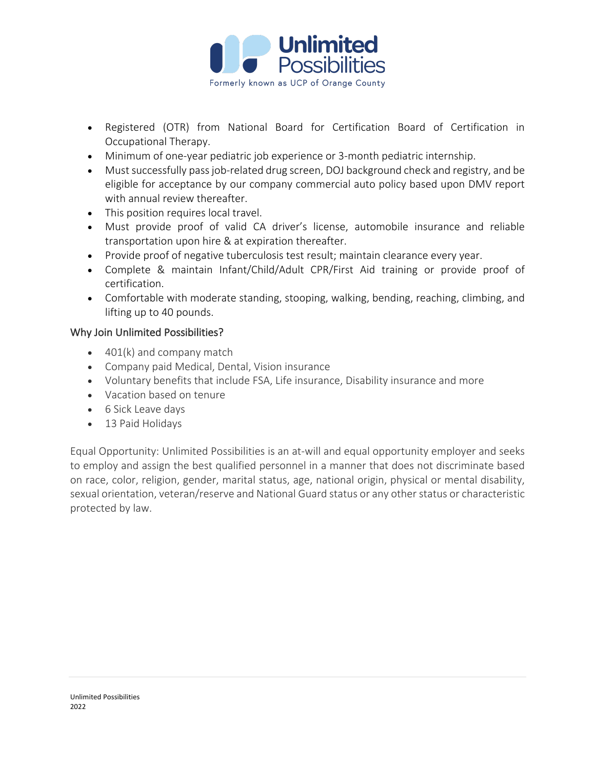- Registered (OTR) from National Board for Certification Board of Certification in Occupational Therapy.
- Minimum of one-year pediatric job experience or 3-month pediatric internship.
- Must successfully pass job-related drug screen, DOJ background check and registry, and be eligible for acceptance by our company commercial auto policy based upon DMV report with annual review thereafter.
- This position requires local travel.
- Must provide proof of valid CA driver's license, automobile insurance and reliable transportation upon hire & at expiration thereafter.
- Provide proof of negative tuberculosis test result; maintain clearance every year.
- Complete & maintain Infant/Child/Adult CPR/First Aid training or provide proof of certification.
- Comfortable with moderate standing, stooping, walking, bending, reaching, climbing, and lifting up to 40 pounds.

## Why Join Unlimited Possibilities?

- 401(k) and company match
- Company paid Medical, Dental, Vision insurance
- Voluntary benefits that include FSA, Life insurance, Disability insurance and more
- Vacation based on tenure
- 6 Sick Leave days
- 13 Paid Holidays

Equal Opportunity: Unlimited Possibilities is an at-will and equal opportunity employer and seeks to employ and assign the best qualified personnel in a manner that does not discriminate based on race, color, religion, gender, marital status, age, national origin, physical or mental disability, sexual orientation, veteran/reserve and National Guard status or any other status or characteristic protected by law.